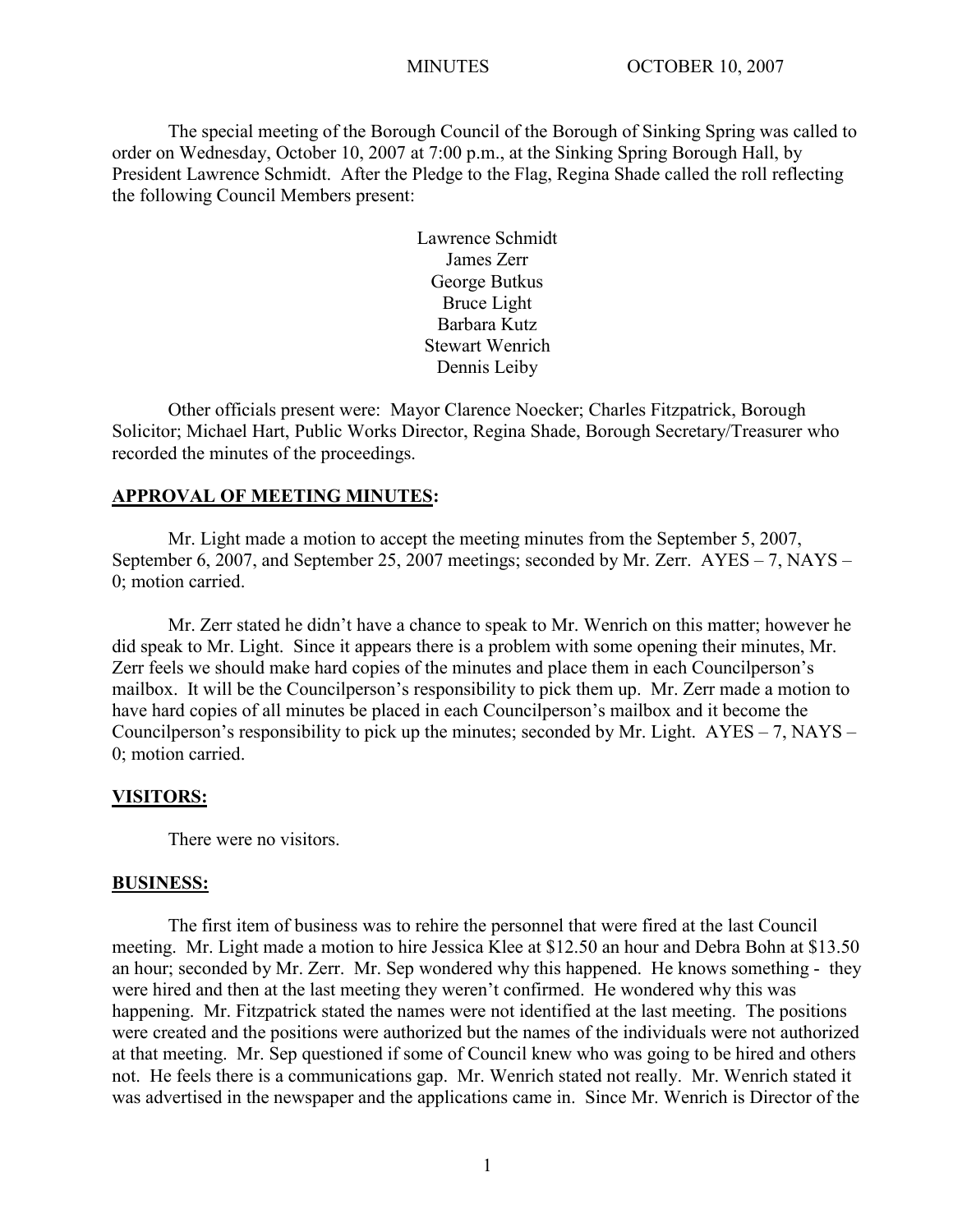MINUTES OCTOBER 10, 2007

The special meeting of the Borough Council of the Borough of Sinking Spring was called to order on Wednesday, October 10, 2007 at 7:00 p.m., at the Sinking Spring Borough Hall, by President Lawrence Schmidt. After the Pledge to the Flag, Regina Shade called the roll reflecting the following Council Members present:

Lawrence Schmidt
James Zerr
George Butkus
Bruce Light
Barbara Kutz
Stewart Wenrich
Dennis Leiby

Other officials present were: Mayor Clarence Noecker; Charles Fitzpatrick, Borough Solicitor; Michael Hart, Public Works Director, Regina Shade, Borough Secretary/Treasurer who recorded the minutes of the proceedings.

**APPROVAL OF MEETING MINUTES:**

Mr. Light made a motion to accept the meeting minutes from the September 5, 2007, September 6, 2007, and September 25, 2007 meetings; seconded by Mr. Zerr. AYES – 7, NAYS – 0; motion carried.

Mr. Zerr stated he didn't have a chance to speak to Mr. Wenrich on this matter; however he did speak to Mr. Light. Since it appears there is a problem with some opening their minutes, Mr. Zerr feels we should make hard copies of the minutes and place them in each Councilperson's mailbox. It will be the Councilperson's responsibility to pick them up. Mr. Zerr made a motion to have hard copies of all minutes be placed in each Councilperson's mailbox and it become the Councilperson's responsibility to pick up the minutes; seconded by Mr. Light. AYES – 7, NAYS – 0; motion carried.

**VISITORS:**

There were no visitors.

**BUSINESS:**

The first item of business was to rehire the personnel that were fired at the last Council meeting. Mr. Light made a motion to hire Jessica Klee at $12.50 an hour and Debra Bohn at $13.50 an hour; seconded by Mr. Zerr. Mr. Sep wondered why this happened. He knows something - they were hired and then at the last meeting they weren't confirmed. He wondered why this was happening. Mr. Fitzpatrick stated the names were not identified at the last meeting. The positions were created and the positions were authorized but the names of the individuals were not authorized at that meeting. Mr. Sep questioned if some of Council knew who was going to be hired and others not. He feels there is a communications gap. Mr. Wenrich stated not really. Mr. Wenrich stated it was advertised in the newspaper and the applications came in. Since Mr. Wenrich is Director of the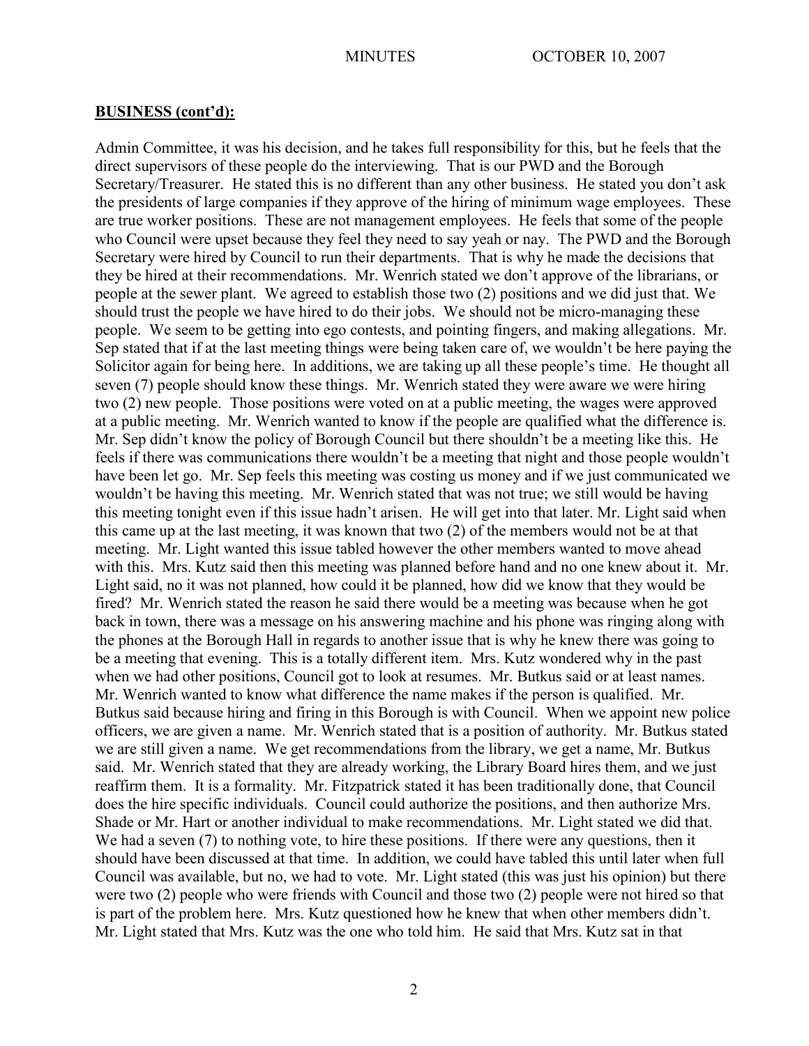**BUSINESS (cont'd):**

Admin Committee, it was his decision, and he takes full responsibility for this, but he feels that the direct supervisors of these people do the interviewing. That is our PWD and the Borough Secretary/Treasurer. He stated this is no different than any other business. He stated you don't ask the presidents of large companies if they approve of the hiring of minimum wage employees. These are true worker positions. These are not management employees. He feels that some of the people who Council were upset because they feel they need to say yeah or nay. The PWD and the Borough Secretary were hired by Council to run their departments. That is why he made the decisions that they be hired at their recommendations. Mr. Wenrich stated we don't approve of the librarians, or people at the sewer plant. We agreed to establish those two (2) positions and we did just that. We should trust the people we have hired to do their jobs. We should not be micro-managing these people. We seem to be getting into ego contests, and pointing fingers, and making allegations. Mr. Sep stated that if at the last meeting things were being taken care of, we wouldn't be here paying the Solicitor again for being here. In additions, we are taking up all these people's time. He thought all seven (7) people should know these things. Mr. Wenrich stated they were aware we were hiring two (2) new people. Those positions were voted on at a public meeting, the wages were approved at a public meeting. Mr. Wenrich wanted to know if the people are qualified what the difference is. Mr. Sep didn't know the policy of Borough Council but there shouldn't be a meeting like this. He feels if there was communications there wouldn't be a meeting that night and those people wouldn't have been let go. Mr. Sep feels this meeting was costing us money and if we just communicated we wouldn't be having this meeting. Mr. Wenrich stated that was not true; we still would be having this meeting tonight even if this issue hadn't arisen. He will get into that later. Mr. Light said when this came up at the last meeting, it was known that two (2) of the members would not be at that meeting. Mr. Light wanted this issue tabled however the other members wanted to move ahead with this. Mrs. Kutz said then this meeting was planned before hand and no one knew about it. Mr. Light said, no it was not planned, how could it be planned, how did we know that they would be fired? Mr. Wenrich stated the reason he said there would be a meeting was because when he got back in town, there was a message on his answering machine and his phone was ringing along with the phones at the Borough Hall in regards to another issue that is why he knew there was going to be a meeting that evening. This is a totally different item. Mrs. Kutz wondered why in the past when we had other positions, Council got to look at resumes. Mr. Butkus said or at least names. Mr. Wenrich wanted to know what difference the name makes if the person is qualified. Mr. Butkus said because hiring and firing in this Borough is with Council. When we appoint new police officers, we are given a name. Mr. Wenrich stated that is a position of authority. Mr. Butkus stated we are still given a name. We get recommendations from the library, we get a name, Mr. Butkus said. Mr. Wenrich stated that they are already working, the Library Board hires them, and we just reaffirm them. It is a formality. Mr. Fitzpatrick stated it has been traditionally done, that Council does the hire specific individuals. Council could authorize the positions, and then authorize Mrs. Shade or Mr. Hart or another individual to make recommendations. Mr. Light stated we did that. We had a seven (7) to nothing vote, to hire these positions. If there were any questions, then it should have been discussed at that time. In addition, we could have tabled this until later when full Council was available, but no, we had to vote. Mr. Light stated (this was just his opinion) but there were two (2) people who were friends with Council and those two (2) people were not hired so that is part of the problem here. Mrs. Kutz questioned how he knew that when other members didn't. Mr. Light stated that Mrs. Kutz was the one who told him. He said that Mrs. Kutz sat in that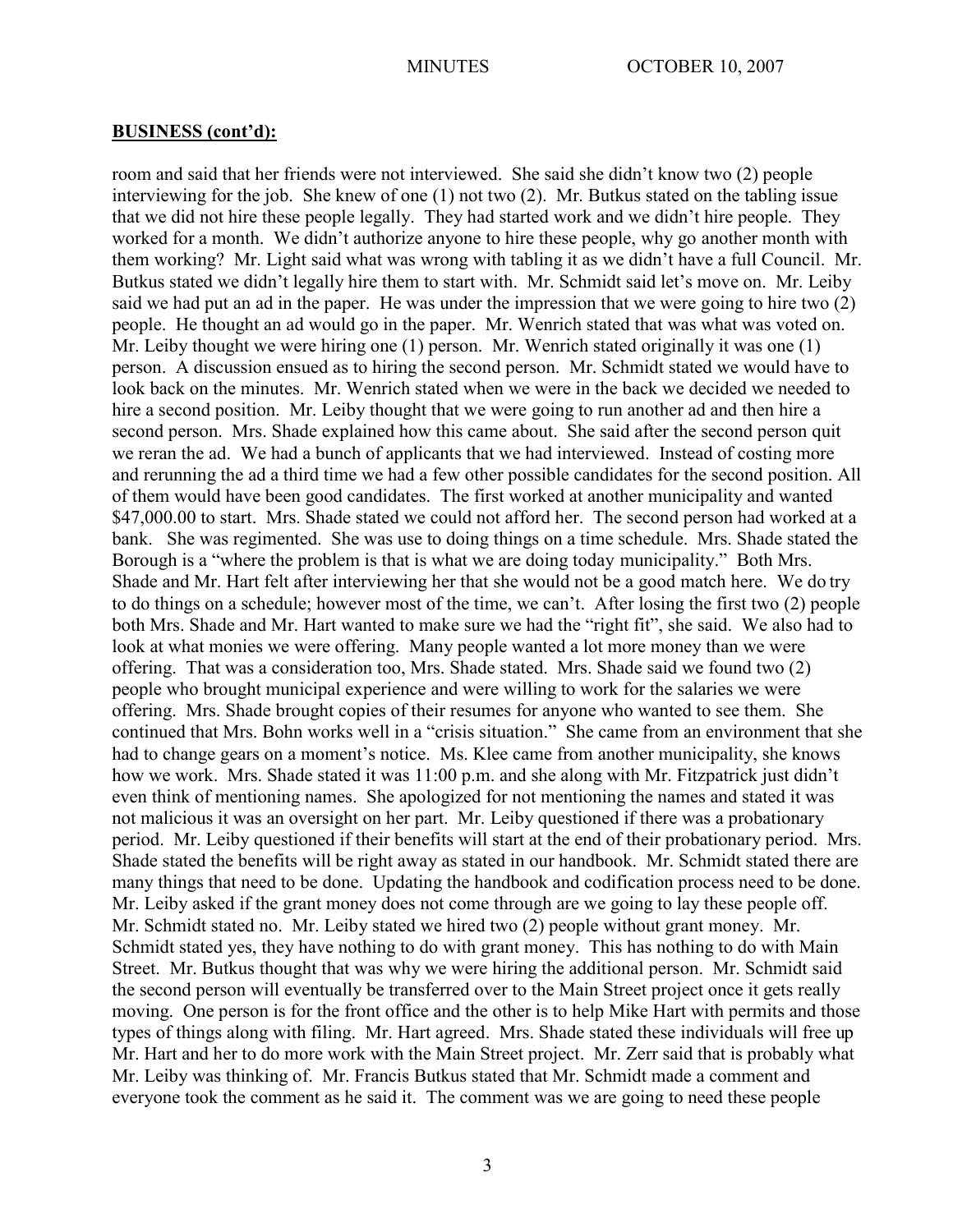## BUSINESS (cont'd):

room and said that her friends were not interviewed. She said she didn't know two (2) people interviewing for the job. She knew of one (1) not two (2). Mr. Butkus stated on the tabling issue that we did not hire these people legally. They had started work and we didn't hire people. They worked for a month. We didn't authorize anyone to hire these people, why go another month with them working? Mr. Light said what was wrong with tabling it as we didn't have a full Council. Mr. Butkus stated we didn't legally hire them to start with. Mr. Schmidt said let's move on. Mr. Leiby said we had put an ad in the paper. He was under the impression that we were going to hire two (2) people. He thought an ad would go in the paper. Mr. Wenrich stated that was what was voted on. Mr. Leiby thought we were hiring one (1) person. Mr. Wenrich stated originally it was one (1) person. A discussion ensued as to hiring the second person. Mr. Schmidt stated we would have to look back on the minutes. Mr. Wenrich stated when we were in the back we decided we needed to hire a second position. Mr. Leiby thought that we were going to run another ad and then hire a second person. Mrs. Shade explained how this came about. She said after the second person quit we reran the ad. We had a bunch of applicants that we had interviewed. Instead of costing more and rerunning the ad a third time we had a few other possible candidates for the second position. All of them would have been good candidates. The first worked at another municipality and wanted $47,000.00 to start. Mrs. Shade stated we could not afford her. The second person had worked at a bank. She was regimented. She was use to doing things on a time schedule. Mrs. Shade stated the Borough is a "where the problem is that is what we are doing today municipality." Both Mrs. Shade and Mr. Hart felt after interviewing her that she would not be a good match here. We do try to do things on a schedule; however most of the time, we can't. After losing the first two (2) people both Mrs. Shade and Mr. Hart wanted to make sure we had the "right fit", she said. We also had to look at what monies we were offering. Many people wanted a lot more money than we were offering. That was a consideration too, Mrs. Shade stated. Mrs. Shade said we found two (2) people who brought municipal experience and were willing to work for the salaries we were offering. Mrs. Shade brought copies of their resumes for anyone who wanted to see them. She continued that Mrs. Bohn works well in a "crisis situation." She came from an environment that she had to change gears on a moment's notice. Ms. Klee came from another municipality, she knows how we work. Mrs. Shade stated it was 11:00 p.m. and she along with Mr. Fitzpatrick just didn't even think of mentioning names. She apologized for not mentioning the names and stated it was not malicious it was an oversight on her part. Mr. Leiby questioned if there was a probationary period. Mr. Leiby questioned if their benefits will start at the end of their probationary period. Mrs. Shade stated the benefits will be right away as stated in our handbook. Mr. Schmidt stated there are many things that need to be done. Updating the handbook and codification process need to be done. Mr. Leiby asked if the grant money does not come through are we going to lay these people off. Mr. Schmidt stated no. Mr. Leiby stated we hired two (2) people without grant money. Mr. Schmidt stated yes, they have nothing to do with grant money. This has nothing to do with Main Street. Mr. Butkus thought that was why we were hiring the additional person. Mr. Schmidt said the second person will eventually be transferred over to the Main Street project once it gets really moving. One person is for the front office and the other is to help Mike Hart with permits and those types of things along with filing. Mr. Hart agreed. Mrs. Shade stated these individuals will free up Mr. Hart and her to do more work with the Main Street project. Mr. Zerr said that is probably what Mr. Leiby was thinking of. Mr. Francis Butkus stated that Mr. Schmidt made a comment and everyone took the comment as he said it. The comment was we are going to need these people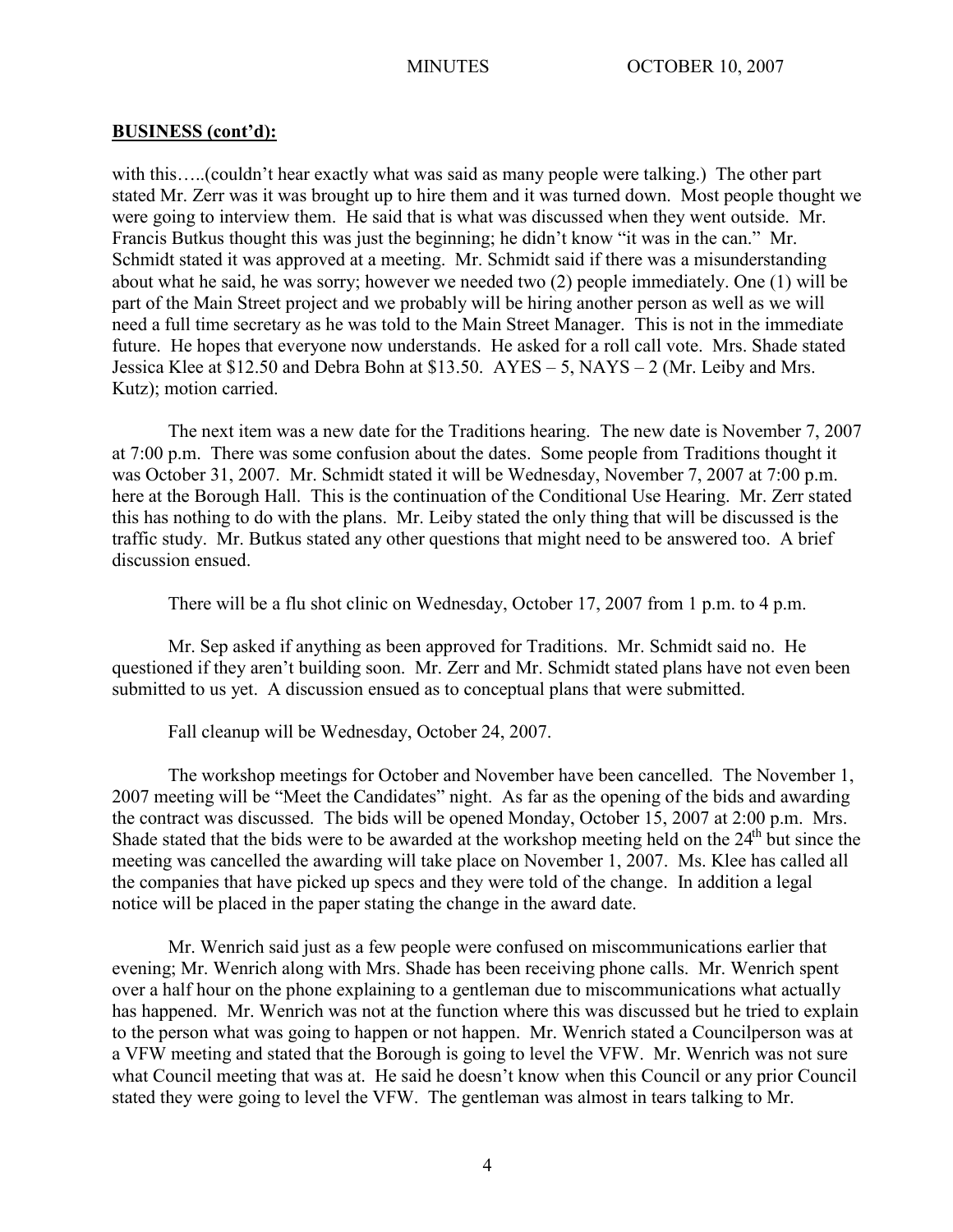**BUSINESS (cont'd):**

with this…..(couldn't hear exactly what was said as many people were talking.) The other part stated Mr. Zerr was it was brought up to hire them and it was turned down. Most people thought we were going to interview them. He said that is what was discussed when they went outside. Mr. Francis Butkus thought this was just the beginning; he didn't know "it was in the can." Mr. Schmidt stated it was approved at a meeting. Mr. Schmidt said if there was a misunderstanding about what he said, he was sorry; however we needed two (2) people immediately. One (1) will be part of the Main Street project and we probably will be hiring another person as well as we will need a full time secretary as he was told to the Main Street Manager. This is not in the immediate future. He hopes that everyone now understands. He asked for a roll call vote. Mrs. Shade stated Jessica Klee at $12.50 and Debra Bohn at $13.50. AYES – 5, NAYS – 2 (Mr. Leiby and Mrs. Kutz); motion carried.

The next item was a new date for the Traditions hearing. The new date is November 7, 2007 at 7:00 p.m. There was some confusion about the dates. Some people from Traditions thought it was October 31, 2007. Mr. Schmidt stated it will be Wednesday, November 7, 2007 at 7:00 p.m. here at the Borough Hall. This is the continuation of the Conditional Use Hearing. Mr. Zerr stated this has nothing to do with the plans. Mr. Leiby stated the only thing that will be discussed is the traffic study. Mr. Butkus stated any other questions that might need to be answered too. A brief discussion ensued.

There will be a flu shot clinic on Wednesday, October 17, 2007 from 1 p.m. to 4 p.m.

Mr. Sep asked if anything as been approved for Traditions. Mr. Schmidt said no. He questioned if they aren't building soon. Mr. Zerr and Mr. Schmidt stated plans have not even been submitted to us yet. A discussion ensued as to conceptual plans that were submitted.

Fall cleanup will be Wednesday, October 24, 2007.

The workshop meetings for October and November have been cancelled. The November 1, 2007 meeting will be "Meet the Candidates" night. As far as the opening of the bids and awarding the contract was discussed. The bids will be opened Monday, October 15, 2007 at 2:00 p.m. Mrs. Shade stated that the bids were to be awarded at the workshop meeting held on the 24th but since the meeting was cancelled the awarding will take place on November 1, 2007. Ms. Klee has called all the companies that have picked up specs and they were told of the change. In addition a legal notice will be placed in the paper stating the change in the award date.

Mr. Wenrich said just as a few people were confused on miscommunications earlier that evening; Mr. Wenrich along with Mrs. Shade has been receiving phone calls. Mr. Wenrich spent over a half hour on the phone explaining to a gentleman due to miscommunications what actually has happened. Mr. Wenrich was not at the function where this was discussed but he tried to explain to the person what was going to happen or not happen. Mr. Wenrich stated a Councilperson was at a VFW meeting and stated that the Borough is going to level the VFW. Mr. Wenrich was not sure what Council meeting that was at. He said he doesn't know when this Council or any prior Council stated they were going to level the VFW. The gentleman was almost in tears talking to Mr.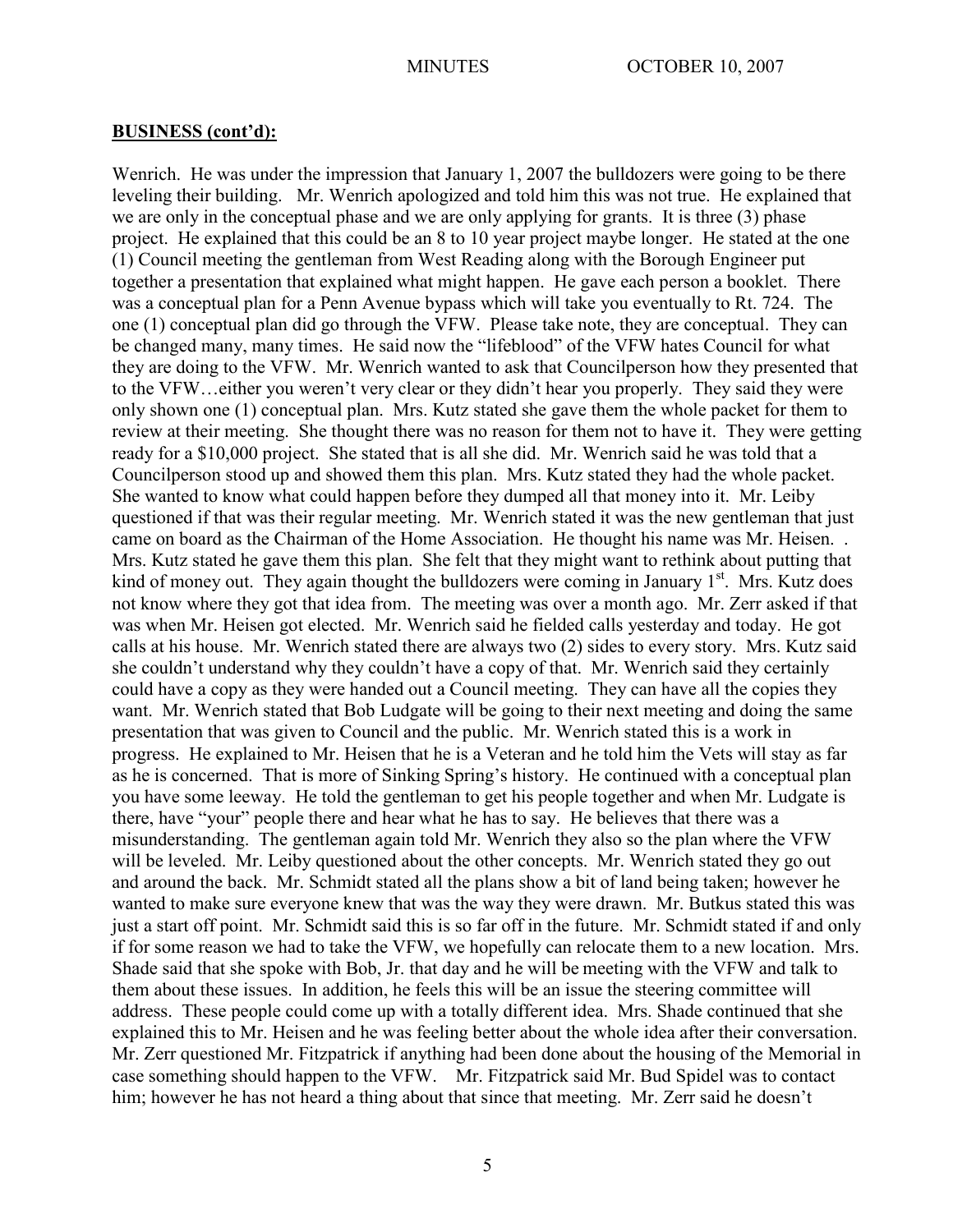## BUSINESS (cont'd):

Wenrich. He was under the impression that January 1, 2007 the bulldozers were going to be there leveling their building. Mr. Wenrich apologized and told him this was not true. He explained that we are only in the conceptual phase and we are only applying for grants. It is three (3) phase project. He explained that this could be an 8 to 10 year project maybe longer. He stated at the one (1) Council meeting the gentleman from West Reading along with the Borough Engineer put together a presentation that explained what might happen. He gave each person a booklet. There was a conceptual plan for a Penn Avenue bypass which will take you eventually to Rt. 724. The one (1) conceptual plan did go through the VFW. Please take note, they are conceptual. They can be changed many, many times. He said now the "lifeblood" of the VFW hates Council for what they are doing to the VFW. Mr. Wenrich wanted to ask that Councilperson how they presented that to the VFW…either you weren't very clear or they didn't hear you properly. They said they were only shown one (1) conceptual plan. Mrs. Kutz stated she gave them the whole packet for them to review at their meeting. She thought there was no reason for them not to have it. They were getting ready for a $10,000 project. She stated that is all she did. Mr. Wenrich said he was told that a Councilperson stood up and showed them this plan. Mrs. Kutz stated they had the whole packet. She wanted to know what could happen before they dumped all that money into it. Mr. Leiby questioned if that was their regular meeting. Mr. Wenrich stated it was the new gentleman that just came on board as the Chairman of the Home Association. He thought his name was Mr. Heisen. . Mrs. Kutz stated he gave them this plan. She felt that they might want to rethink about putting that kind of money out. They again thought the bulldozers were coming in January 1st. Mrs. Kutz does not know where they got that idea from. The meeting was over a month ago. Mr. Zerr asked if that was when Mr. Heisen got elected. Mr. Wenrich said he fielded calls yesterday and today. He got calls at his house. Mr. Wenrich stated there are always two (2) sides to every story. Mrs. Kutz said she couldn't understand why they couldn't have a copy of that. Mr. Wenrich said they certainly could have a copy as they were handed out a Council meeting. They can have all the copies they want. Mr. Wenrich stated that Bob Ludgate will be going to their next meeting and doing the same presentation that was given to Council and the public. Mr. Wenrich stated this is a work in progress. He explained to Mr. Heisen that he is a Veteran and he told him the Vets will stay as far as he is concerned. That is more of Sinking Spring's history. He continued with a conceptual plan you have some leeway. He told the gentleman to get his people together and when Mr. Ludgate is there, have "your" people there and hear what he has to say. He believes that there was a misunderstanding. The gentleman again told Mr. Wenrich they also so the plan where the VFW will be leveled. Mr. Leiby questioned about the other concepts. Mr. Wenrich stated they go out and around the back. Mr. Schmidt stated all the plans show a bit of land being taken; however he wanted to make sure everyone knew that was the way they were drawn. Mr. Butkus stated this was just a start off point. Mr. Schmidt said this is so far off in the future. Mr. Schmidt stated if and only if for some reason we had to take the VFW, we hopefully can relocate them to a new location. Mrs. Shade said that she spoke with Bob, Jr. that day and he will be meeting with the VFW and talk to them about these issues. In addition, he feels this will be an issue the steering committee will address. These people could come up with a totally different idea. Mrs. Shade continued that she explained this to Mr. Heisen and he was feeling better about the whole idea after their conversation. Mr. Zerr questioned Mr. Fitzpatrick if anything had been done about the housing of the Memorial in case something should happen to the VFW. Mr. Fitzpatrick said Mr. Bud Spidel was to contact him; however he has not heard a thing about that since that meeting. Mr. Zerr said he doesn't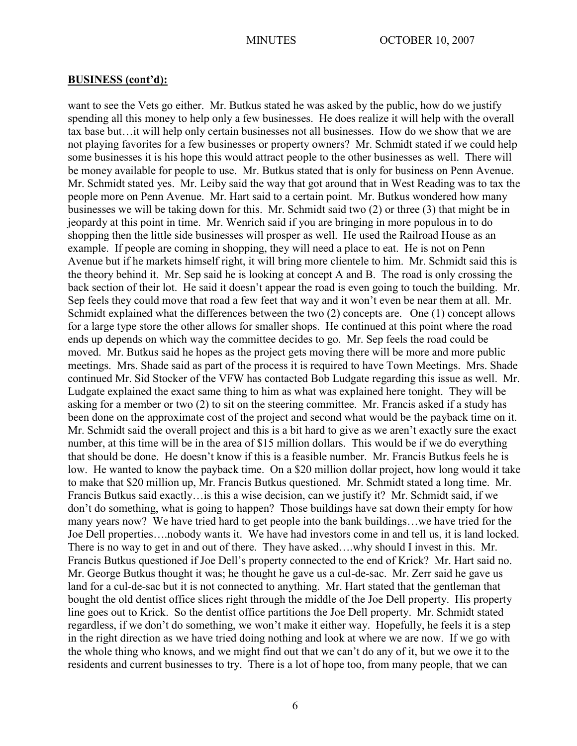## BUSINESS (cont'd):

want to see the Vets go either. Mr. Butkus stated he was asked by the public, how do we justify spending all this money to help only a few businesses. He does realize it will help with the overall tax base but…it will help only certain businesses not all businesses. How do we show that we are not playing favorites for a few businesses or property owners? Mr. Schmidt stated if we could help some businesses it is his hope this would attract people to the other businesses as well. There will be money available for people to use. Mr. Butkus stated that is only for business on Penn Avenue. Mr. Schmidt stated yes. Mr. Leiby said the way that got around that in West Reading was to tax the people more on Penn Avenue. Mr. Hart said to a certain point. Mr. Butkus wondered how many businesses we will be taking down for this. Mr. Schmidt said two (2) or three (3) that might be in jeopardy at this point in time. Mr. Wenrich said if you are bringing in more populous in to do shopping then the little side businesses will prosper as well. He used the Railroad House as an example. If people are coming in shopping, they will need a place to eat. He is not on Penn Avenue but if he markets himself right, it will bring more clientele to him. Mr. Schmidt said this is the theory behind it. Mr. Sep said he is looking at concept A and B. The road is only crossing the back section of their lot. He said it doesn't appear the road is even going to touch the building. Mr. Sep feels they could move that road a few feet that way and it won't even be near them at all. Mr. Schmidt explained what the differences between the two (2) concepts are. One (1) concept allows for a large type store the other allows for smaller shops. He continued at this point where the road ends up depends on which way the committee decides to go. Mr. Sep feels the road could be moved. Mr. Butkus said he hopes as the project gets moving there will be more and more public meetings. Mrs. Shade said as part of the process it is required to have Town Meetings. Mrs. Shade continued Mr. Sid Stocker of the VFW has contacted Bob Ludgate regarding this issue as well. Mr. Ludgate explained the exact same thing to him as what was explained here tonight. They will be asking for a member or two (2) to sit on the steering committee. Mr. Francis asked if a study has been done on the approximate cost of the project and second what would be the payback time on it. Mr. Schmidt said the overall project and this is a bit hard to give as we aren't exactly sure the exact number, at this time will be in the area of \$15 million dollars. This would be if we do everything that should be done. He doesn't know if this is a feasible number. Mr. Francis Butkus feels he is low. He wanted to know the payback time. On a \$20 million dollar project, how long would it take to make that \$20 million up, Mr. Francis Butkus questioned. Mr. Schmidt stated a long time. Mr. Francis Butkus said exactly…is this a wise decision, can we justify it? Mr. Schmidt said, if we don't do something, what is going to happen? Those buildings have sat down their empty for how many years now? We have tried hard to get people into the bank buildings…we have tried for the Joe Dell properties….nobody wants it. We have had investors come in and tell us, it is land locked. There is no way to get in and out of there. They have asked….why should I invest in this. Mr. Francis Butkus questioned if Joe Dell's property connected to the end of Krick? Mr. Hart said no. Mr. George Butkus thought it was; he thought he gave us a cul-de-sac. Mr. Zerr said he gave us land for a cul-de-sac but it is not connected to anything. Mr. Hart stated that the gentleman that bought the old dentist office slices right through the middle of the Joe Dell property. His property line goes out to Krick. So the dentist office partitions the Joe Dell property. Mr. Schmidt stated regardless, if we don't do something, we won't make it either way. Hopefully, he feels it is a step in the right direction as we have tried doing nothing and look at where we are now. If we go with the whole thing who knows, and we might find out that we can't do any of it, but we owe it to the residents and current businesses to try. There is a lot of hope too, from many people, that we can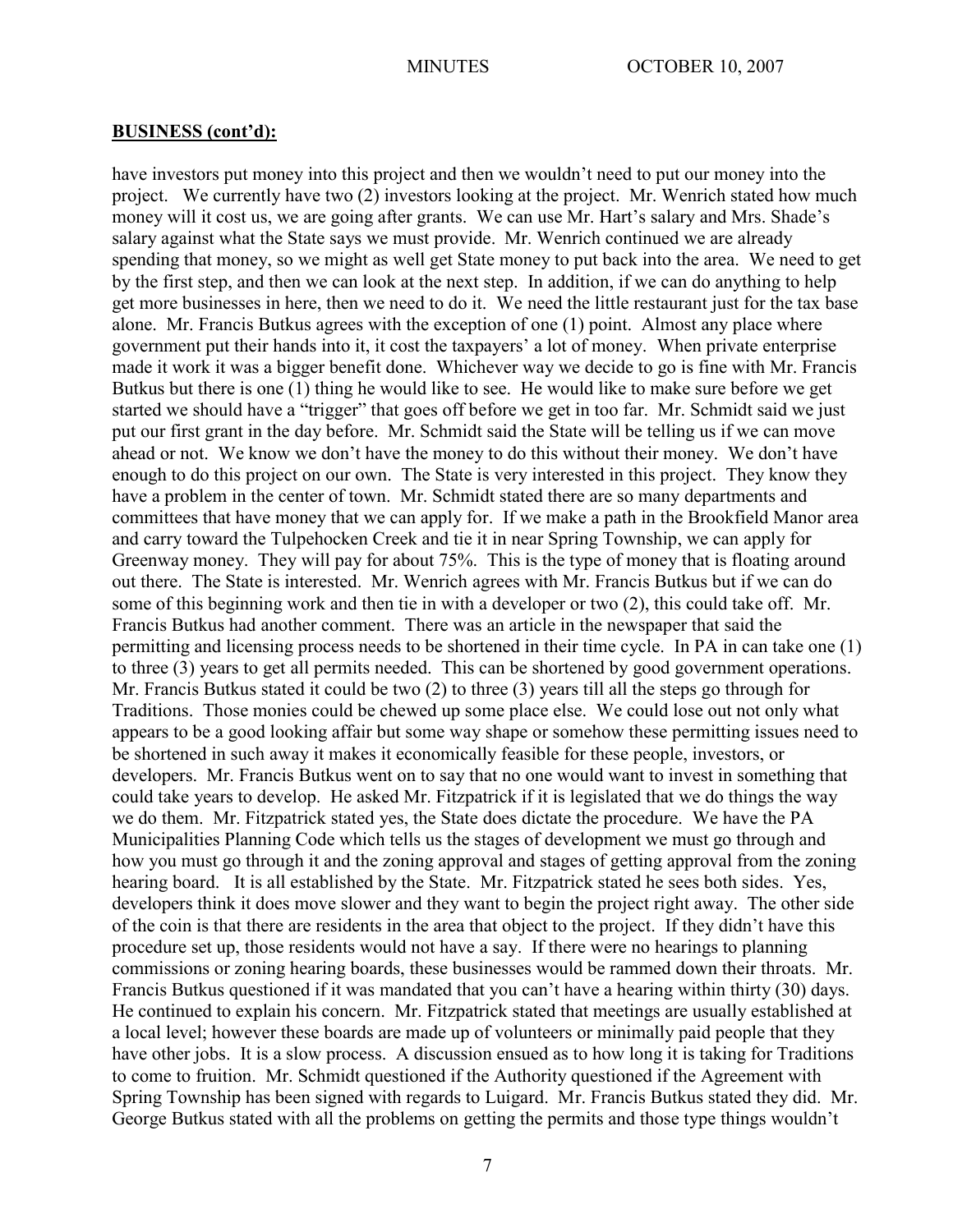## BUSINESS (cont'd):

have investors put money into this project and then we wouldn't need to put our money into the project. We currently have two (2) investors looking at the project. Mr. Wenrich stated how much money will it cost us, we are going after grants. We can use Mr. Hart's salary and Mrs. Shade's salary against what the State says we must provide. Mr. Wenrich continued we are already spending that money, so we might as well get State money to put back into the area. We need to get by the first step, and then we can look at the next step. In addition, if we can do anything to help get more businesses in here, then we need to do it. We need the little restaurant just for the tax base alone. Mr. Francis Butkus agrees with the exception of one (1) point. Almost any place where government put their hands into it, it cost the taxpayers' a lot of money. When private enterprise made it work it was a bigger benefit done. Whichever way we decide to go is fine with Mr. Francis Butkus but there is one (1) thing he would like to see. He would like to make sure before we get started we should have a "trigger" that goes off before we get in too far. Mr. Schmidt said we just put our first grant in the day before. Mr. Schmidt said the State will be telling us if we can move ahead or not. We know we don't have the money to do this without their money. We don't have enough to do this project on our own. The State is very interested in this project. They know they have a problem in the center of town. Mr. Schmidt stated there are so many departments and committees that have money that we can apply for. If we make a path in the Brookfield Manor area and carry toward the Tulpehocken Creek and tie it in near Spring Township, we can apply for Greenway money. They will pay for about 75%. This is the type of money that is floating around out there. The State is interested. Mr. Wenrich agrees with Mr. Francis Butkus but if we can do some of this beginning work and then tie in with a developer or two (2), this could take off. Mr. Francis Butkus had another comment. There was an article in the newspaper that said the permitting and licensing process needs to be shortened in their time cycle. In PA in can take one (1) to three (3) years to get all permits needed. This can be shortened by good government operations. Mr. Francis Butkus stated it could be two (2) to three (3) years till all the steps go through for Traditions. Those monies could be chewed up some place else. We could lose out not only what appears to be a good looking affair but some way shape or somehow these permitting issues need to be shortened in such away it makes it economically feasible for these people, investors, or developers. Mr. Francis Butkus went on to say that no one would want to invest in something that could take years to develop. He asked Mr. Fitzpatrick if it is legislated that we do things the way we do them. Mr. Fitzpatrick stated yes, the State does dictate the procedure. We have the PA Municipalities Planning Code which tells us the stages of development we must go through and how you must go through it and the zoning approval and stages of getting approval from the zoning hearing board. It is all established by the State. Mr. Fitzpatrick stated he sees both sides. Yes, developers think it does move slower and they want to begin the project right away. The other side of the coin is that there are residents in the area that object to the project. If they didn't have this procedure set up, those residents would not have a say. If there were no hearings to planning commissions or zoning hearing boards, these businesses would be rammed down their throats. Mr. Francis Butkus questioned if it was mandated that you can't have a hearing within thirty (30) days. He continued to explain his concern. Mr. Fitzpatrick stated that meetings are usually established at a local level; however these boards are made up of volunteers or minimally paid people that they have other jobs. It is a slow process. A discussion ensued as to how long it is taking for Traditions to come to fruition. Mr. Schmidt questioned if the Authority questioned if the Agreement with Spring Township has been signed with regards to Luigard. Mr. Francis Butkus stated they did. Mr. George Butkus stated with all the problems on getting the permits and those type things wouldn't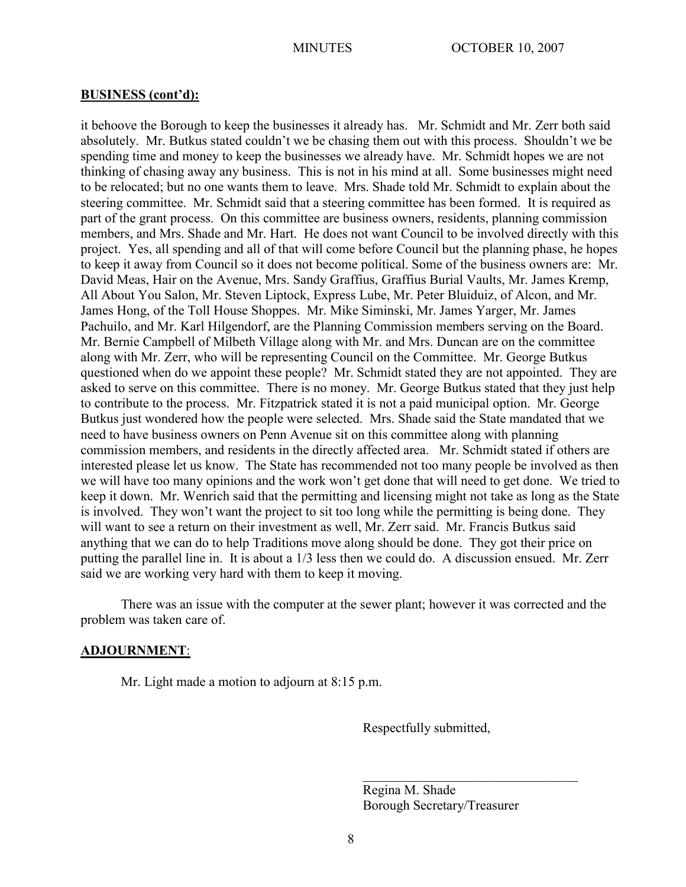## BUSINESS (cont'd):

it behoove the Borough to keep the businesses it already has. Mr. Schmidt and Mr. Zerr both said absolutely. Mr. Butkus stated couldn't we be chasing them out with this process. Shouldn't we be spending time and money to keep the businesses we already have. Mr. Schmidt hopes we are not thinking of chasing away any business. This is not in his mind at all. Some businesses might need to be relocated; but no one wants them to leave. Mrs. Shade told Mr. Schmidt to explain about the steering committee. Mr. Schmidt said that a steering committee has been formed. It is required as part of the grant process. On this committee are business owners, residents, planning commission members, and Mrs. Shade and Mr. Hart. He does not want Council to be involved directly with this project. Yes, all spending and all of that will come before Council but the planning phase, he hopes to keep it away from Council so it does not become political. Some of the business owners are: Mr. David Meas, Hair on the Avenue, Mrs. Sandy Graffius, Graffius Burial Vaults, Mr. James Kremp, All About You Salon, Mr. Steven Liptock, Express Lube, Mr. Peter Bluiduiz, of Alcon, and Mr. James Hong, of the Toll House Shoppes. Mr. Mike Siminski, Mr. James Yarger, Mr. James Pachuilo, and Mr. Karl Hilgendorf, are the Planning Commission members serving on the Board. Mr. Bernie Campbell of Milbeth Village along with Mr. and Mrs. Duncan are on the committee along with Mr. Zerr, who will be representing Council on the Committee. Mr. George Butkus questioned when do we appoint these people? Mr. Schmidt stated they are not appointed. They are asked to serve on this committee. There is no money. Mr. George Butkus stated that they just help to contribute to the process. Mr. Fitzpatrick stated it is not a paid municipal option. Mr. George Butkus just wondered how the people were selected. Mrs. Shade said the State mandated that we need to have business owners on Penn Avenue sit on this committee along with planning commission members, and residents in the directly affected area. Mr. Schmidt stated if others are interested please let us know. The State has recommended not too many people be involved as then we will have too many opinions and the work won't get done that will need to get done. We tried to keep it down. Mr. Wenrich said that the permitting and licensing might not take as long as the State is involved. They won't want the project to sit too long while the permitting is being done. They will want to see a return on their investment as well, Mr. Zerr said. Mr. Francis Butkus said anything that we can do to help Traditions move along should be done. They got their price on putting the parallel line in. It is about a 1/3 less then we could do. A discussion ensued. Mr. Zerr said we are working very hard with them to keep it moving.

There was an issue with the computer at the sewer plant; however it was corrected and the problem was taken care of.

## ADJOURNMENT:

Mr. Light made a motion to adjourn at 8:15 p.m.

Respectfully submitted,

\_\_\_\_\_\_\_\_\_\_\_\_\_\_\_\_\_\_\_\_\_\_\_\_\_\_\_\_\_\_\_\_

Regina M. Shade
Borough Secretary/Treasurer